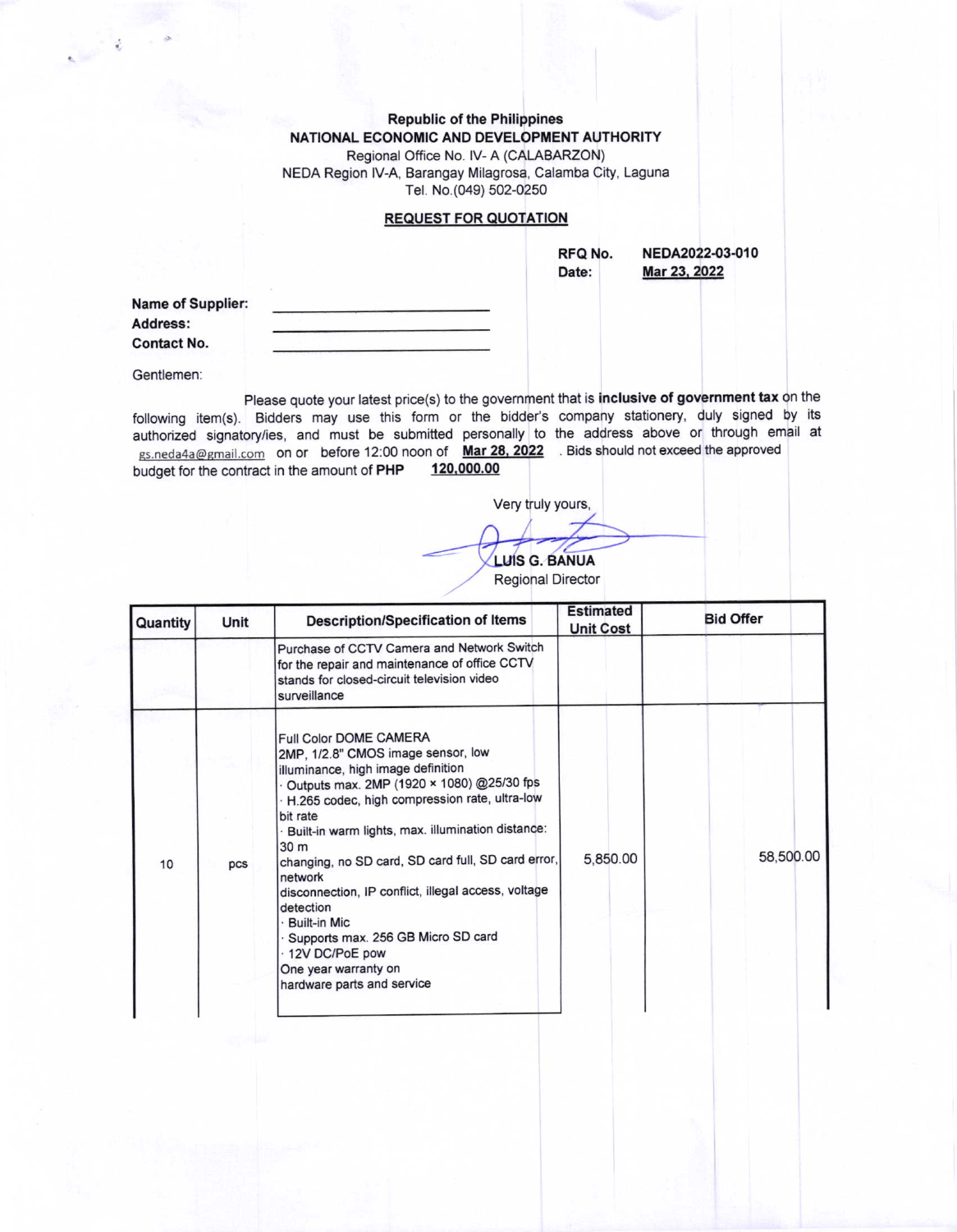**Republic of the Philippines**
**NATIONAL ECONOMIC AND DEVELOPMENT AUTHORITY**
Regional Office No. IV- A (CALABARZON)
NEDA Region IV-A, Barangay Milagrosa, Calamba City, Laguna
Tel. No.(049) 502-0250

## REQUEST FOR QUOTATION

**RFQ No.** NEDA2022-03-010
**Date:** Mar 23, 2022

**Name of Supplier:** ____________________
**Address:** ____________________
**Contact No.** ____________________

Gentlemen:

Please quote your latest price(s) to the government that is **inclusive of government tax** on the following item(s). Bidders may use this form or the bidder's company stationery, duly signed by its authorized signatory/ies, and must be submitted personally to the address above or through email at gs.neda4a@gmail.com on or before 12:00 noon of **Mar 28, 2022**. Bids should not exceed the approved budget for the contract in the amount of **PHP 120,000.00**

Very truly yours,

**LUIS G. BANUA**
Regional Director

| Quantity | Unit | Description/Specification of Items | Estimated Unit Cost | Bid Offer |
|---|---|---|---|---|
| | | Purchase of CCTV Camera and Network Switch for the repair and maintenance of office CCTV stands for closed-circuit television video surveillance | | |
| 10 | pcs | Full Color DOME CAMERA<br>2MP, 1/2.8" CMOS image sensor, low illuminance, high image definition<br>· Outputs max. 2MP (1920 × 1080) @25/30 fps<br>· H.265 codec, high compression rate, ultra-low bit rate<br>· Built-in warm lights, max. illumination distance: 30 m<br>changing, no SD card, SD card full, SD card error, network<br>disconnection, IP conflict, illegal access, voltage detection<br>· Built-in Mic<br>· Supports max. 256 GB Micro SD card<br>· 12V DC/PoE pow<br>One year warranty on<br>hardware parts and service | 5,850.00 | 58,500.00 |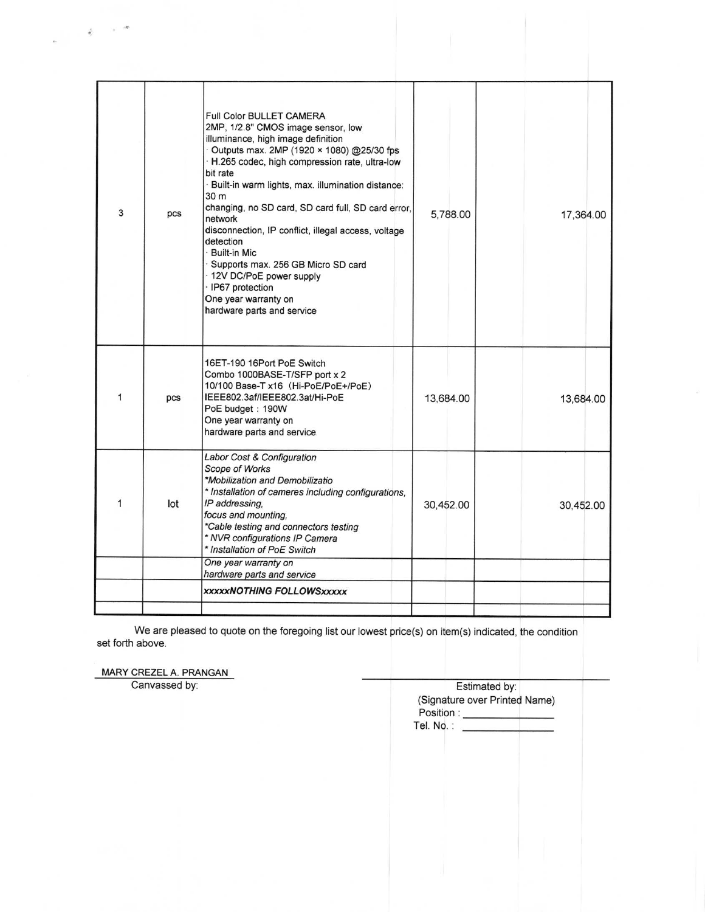| | | | | |
|---|---|---|---|---|
| 3 | pcs | Full Color BULLET CAMERA<br>2MP, 1/2.8" CMOS image sensor, low illuminance, high image definition<br>· Outputs max. 2MP (1920 × 1080) @25/30 fps<br>· H.265 codec, high compression rate, ultra-low bit rate<br>· Built-in warm lights, max. illumination distance: 30 m<br>changing, no SD card, SD card full, SD card error, network<br>disconnection, IP conflict, illegal access, voltage detection<br>· Built-in Mic<br>· Supports max. 256 GB Micro SD card<br>· 12V DC/PoE power supply<br>· IP67 protection<br>One year warranty on<br>hardware parts and service | 5,788.00 | 17,364.00 |
| 1 | pcs | 16ET-190 16Port PoE Switch<br>Combo 1000BASE-T/SFP port x 2<br>10/100 Base-T x16 (Hi-PoE/PoE+/PoE)<br>IEEE802.3af/IEEE802.3at/Hi-PoE<br>PoE budget：190W<br>One year warranty on<br>hardware parts and service | 13,684.00 | 13,684.00 |
| 1 | lot | *Labor Cost & Configuration*<br>*Scope of Works*<br>*\*Mobilization and Demobilizatio*<br>*\* Installation of cameres including configurations, IP addressing,*<br>*focus and mounting,*<br>*\*Cable testing and connectors testing*<br>*\* NVR configurations IP Camera*<br>*\* Installation of PoE Switch* | 30,452.00 | 30,452.00 |
| | | *One year warranty on*<br>*hardware parts and service* | | |
| | | ***xxxxxNOTHING FOLLOWSxxxxx*** | | |
| | | | | |

We are pleased to quote on the foregoing list our lowest price(s) on item(s) indicated, the condition set forth above.

MARY CREZEL A. PRANGAN
Canvassed by:

Estimated by:
(Signature over Printed Name)
Position : \_\_\_\_\_\_\_\_\_\_\_\_\_\_\_
Tel. No. : \_\_\_\_\_\_\_\_\_\_\_\_\_\_\_